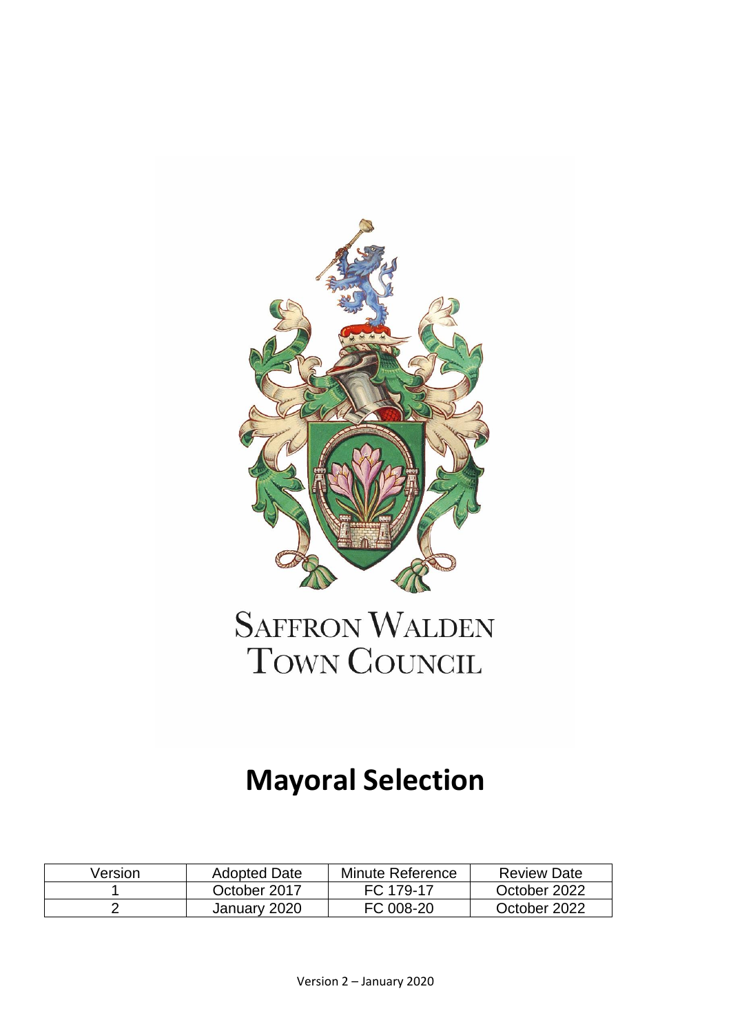SAFFRON WALDEN TOWN COUNCIL

# Mayoral Selection

| Version | Adopted Date | Minute Reference | Review Date |
|---|---|---|---|
| 1 | October 2017 | FC 179-17 | October 2022 |
| 2 | January 2020 | FC 008-20 | October 2022 |

Version 2 – January 2020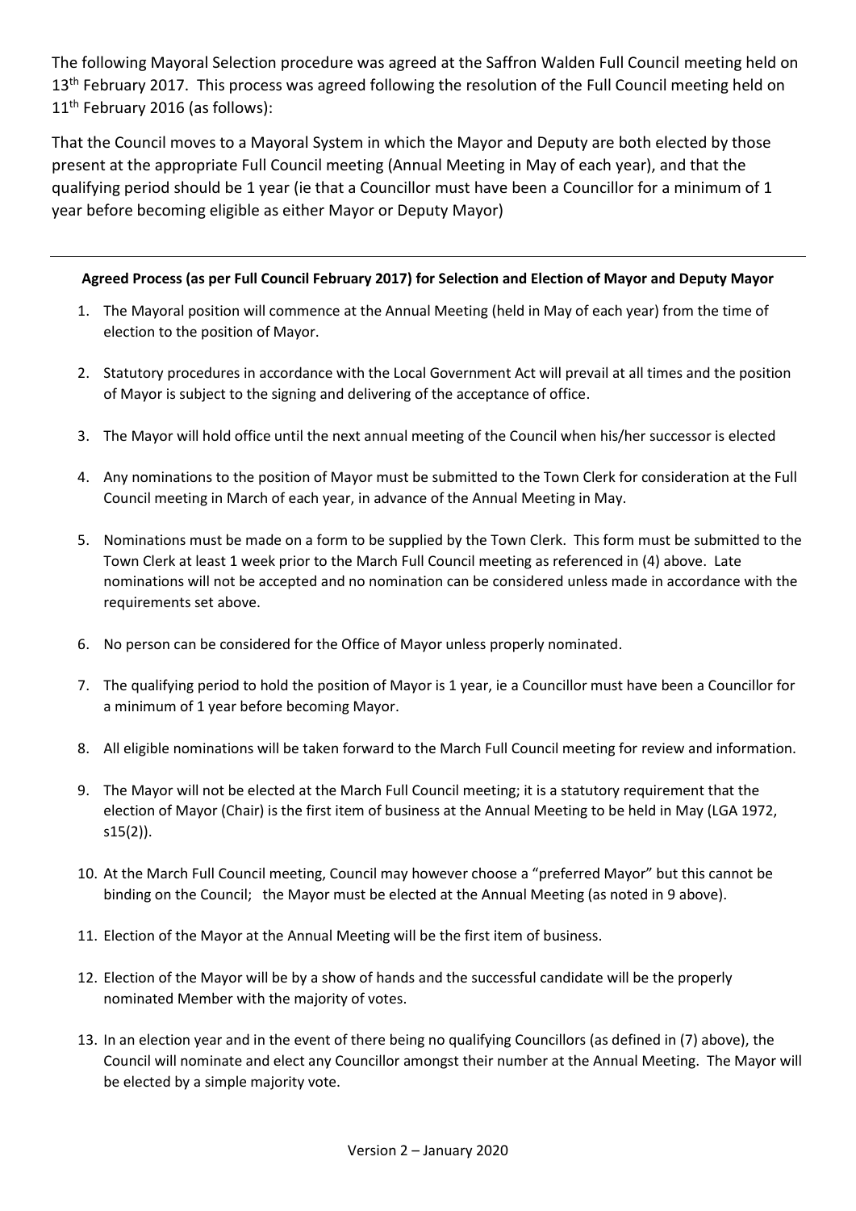The following Mayoral Selection procedure was agreed at the Saffron Walden Full Council meeting held on 13th February 2017. This process was agreed following the resolution of the Full Council meeting held on 11th February 2016 (as follows):

That the Council moves to a Mayoral System in which the Mayor and Deputy are both elected by those present at the appropriate Full Council meeting (Annual Meeting in May of each year), and that the qualifying period should be 1 year (ie that a Councillor must have been a Councillor for a minimum of 1 year before becoming eligible as either Mayor or Deputy Mayor)

---

**Agreed Process (as per Full Council February 2017) for Selection and Election of Mayor and Deputy Mayor**

1. The Mayoral position will commence at the Annual Meeting (held in May of each year) from the time of election to the position of Mayor.

2. Statutory procedures in accordance with the Local Government Act will prevail at all times and the position of Mayor is subject to the signing and delivering of the acceptance of office.

3. The Mayor will hold office until the next annual meeting of the Council when his/her successor is elected

4. Any nominations to the position of Mayor must be submitted to the Town Clerk for consideration at the Full Council meeting in March of each year, in advance of the Annual Meeting in May.

5. Nominations must be made on a form to be supplied by the Town Clerk. This form must be submitted to the Town Clerk at least 1 week prior to the March Full Council meeting as referenced in (4) above. Late nominations will not be accepted and no nomination can be considered unless made in accordance with the requirements set above.

6. No person can be considered for the Office of Mayor unless properly nominated.

7. The qualifying period to hold the position of Mayor is 1 year, ie a Councillor must have been a Councillor for a minimum of 1 year before becoming Mayor.

8. All eligible nominations will be taken forward to the March Full Council meeting for review and information.

9. The Mayor will not be elected at the March Full Council meeting; it is a statutory requirement that the election of Mayor (Chair) is the first item of business at the Annual Meeting to be held in May (LGA 1972, s15(2)).

10. At the March Full Council meeting, Council may however choose a "preferred Mayor" but this cannot be binding on the Council; the Mayor must be elected at the Annual Meeting (as noted in 9 above).

11. Election of the Mayor at the Annual Meeting will be the first item of business.

12. Election of the Mayor will be by a show of hands and the successful candidate will be the properly nominated Member with the majority of votes.

13. In an election year and in the event of there being no qualifying Councillors (as defined in (7) above), the Council will nominate and elect any Councillor amongst their number at the Annual Meeting. The Mayor will be elected by a simple majority vote.

Version 2 – January 2020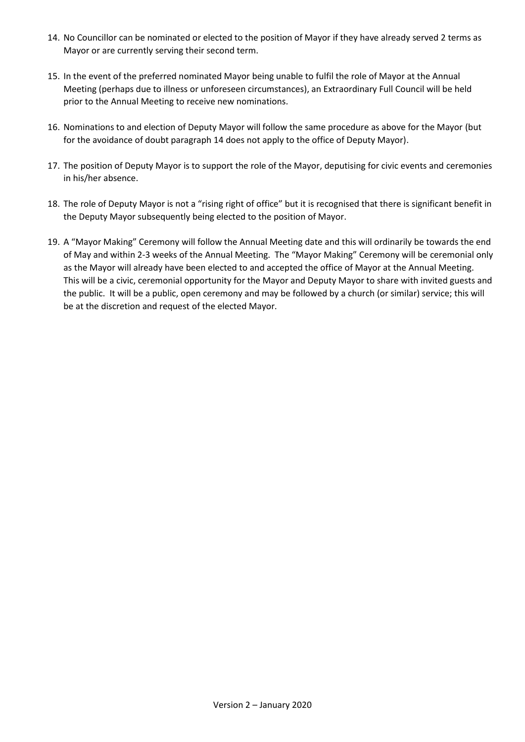14. No Councillor can be nominated or elected to the position of Mayor if they have already served 2 terms as Mayor or are currently serving their second term.

15. In the event of the preferred nominated Mayor being unable to fulfil the role of Mayor at the Annual Meeting (perhaps due to illness or unforeseen circumstances), an Extraordinary Full Council will be held prior to the Annual Meeting to receive new nominations.

16. Nominations to and election of Deputy Mayor will follow the same procedure as above for the Mayor (but for the avoidance of doubt paragraph 14 does not apply to the office of Deputy Mayor).

17. The position of Deputy Mayor is to support the role of the Mayor, deputising for civic events and ceremonies in his/her absence.

18. The role of Deputy Mayor is not a "rising right of office" but it is recognised that there is significant benefit in the Deputy Mayor subsequently being elected to the position of Mayor.

19. A "Mayor Making" Ceremony will follow the Annual Meeting date and this will ordinarily be towards the end of May and within 2-3 weeks of the Annual Meeting. The "Mayor Making" Ceremony will be ceremonial only as the Mayor will already have been elected to and accepted the office of Mayor at the Annual Meeting. This will be a civic, ceremonial opportunity for the Mayor and Deputy Mayor to share with invited guests and the public. It will be a public, open ceremony and may be followed by a church (or similar) service; this will be at the discretion and request of the elected Mayor.

Version 2 – January 2020